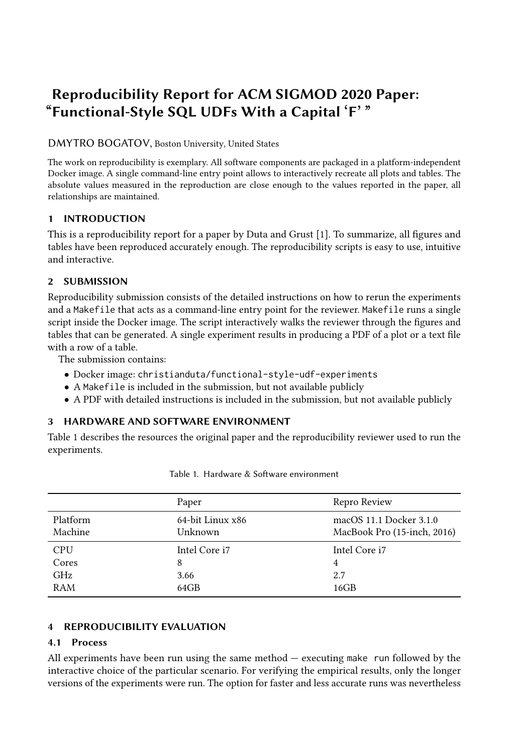# Reproducibility Report for ACM SIGMOD 2020 Paper: "Functional-Style SQL UDFs With a Capital 'F' "

DMYTRO BOGATOV, Boston University, United States

The work on reproducibility is exemplary. All software components are packaged in a platform-independent Docker image. A single command-line entry point allows to interactively recreate all plots and tables. The absolute values measured in the reproduction are close enough to the values reported in the paper, all relationships are maintained.

## 1 INTRODUCTION

This is a reproducibility report for a paper by Duta and Grust [1]. To summarize, all figures and tables have been reproduced accurately enough. The reproducibility scripts is easy to use, intuitive and interactive.

## 2 SUBMISSION

Reproducibility submission consists of the detailed instructions on how to rerun the experiments and a `Makefile` that acts as a command-line entry point for the reviewer. `Makefile` runs a single script inside the Docker image. The script interactively walks the reviewer through the figures and tables that can be generated. A single experiment results in producing a PDF of a plot or a text file with a row of a table.

The submission contains:

- Docker image: `christianduta/functional-style-udf-experiments`
- A `Makefile` is included in the submission, but not available publicly
- A PDF with detailed instructions is included in the submission, but not available publicly

## 3 HARDWARE AND SOFTWARE ENVIRONMENT

Table 1 describes the resources the original paper and the reproducibility reviewer used to run the experiments.

Table 1. Hardware & Software environment

| | Paper | Repro Review |
|---|---|---|
| Platform | 64-bit Linux x86 | macOS 11.1 Docker 3.1.0 |
| Machine | Unknown | MacBook Pro (15-inch, 2016) |
| CPU | Intel Core i7 | Intel Core i7 |
| Cores | 8 | 4 |
| GHz | 3.66 | 2.7 |
| RAM | 64GB | 16GB |

## 4 REPRODUCIBILITY EVALUATION

### 4.1 Process

All experiments have been run using the same method — executing `make run` followed by the interactive choice of the particular scenario. For verifying the empirical results, only the longer versions of the experiments were run. The option for faster and less accurate runs was nevertheless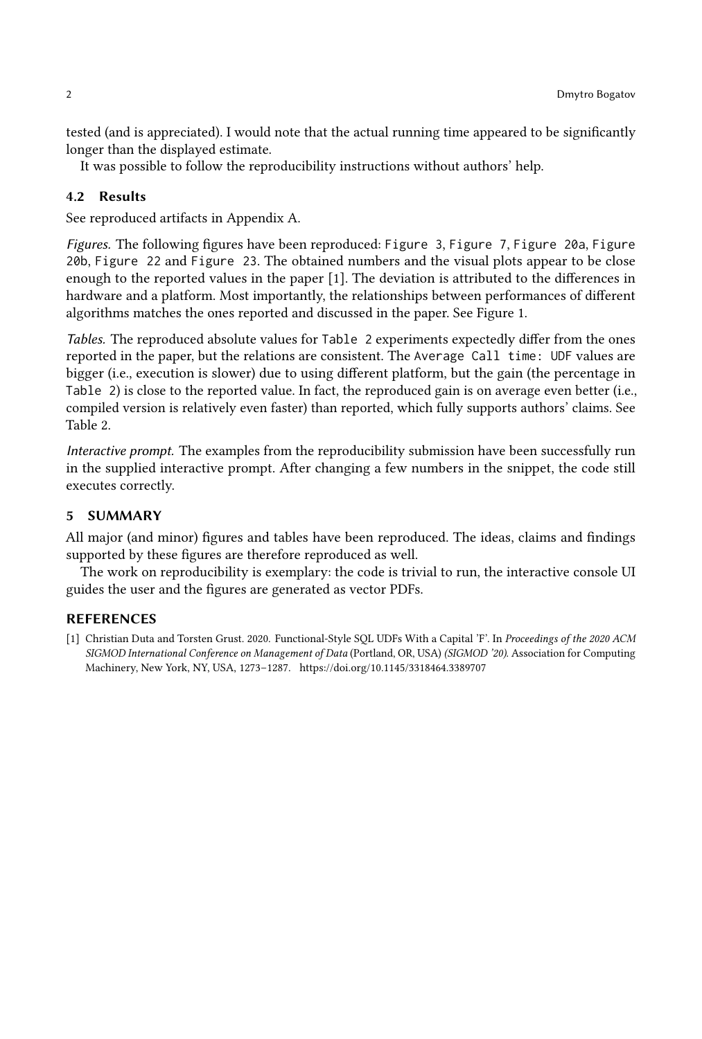tested (and is appreciated). I would note that the actual running time appeared to be significantly longer than the displayed estimate.

It was possible to follow the reproducibility instructions without authors' help.

### 4.2 Results

See reproduced artifacts in Appendix A.

*Figures.* The following figures have been reproduced: `Figure 3`, `Figure 7`, `Figure 20a`, `Figure 20b`, `Figure 22` and `Figure 23`. The obtained numbers and the visual plots appear to be close enough to the reported values in the paper [1]. The deviation is attributed to the differences in hardware and a platform. Most importantly, the relationships between performances of different algorithms matches the ones reported and discussed in the paper. See Figure 1.

*Tables.* The reproduced absolute values for `Table 2` experiments expectedly differ from the ones reported in the paper, but the relations are consistent. The `Average Call time: UDF` values are bigger (i.e., execution is slower) due to using different platform, but the gain (the percentage in `Table 2`) is close to the reported value. In fact, the reproduced gain is on average even better (i.e., compiled version is relatively even faster) than reported, which fully supports authors' claims. See Table 2.

*Interactive prompt.* The examples from the reproducibility submission have been successfully run in the supplied interactive prompt. After changing a few numbers in the snippet, the code still executes correctly.

## 5 SUMMARY

All major (and minor) figures and tables have been reproduced. The ideas, claims and findings supported by these figures are therefore reproduced as well.

The work on reproducibility is exemplary: the code is trivial to run, the interactive console UI guides the user and the figures are generated as vector PDFs.

## REFERENCES

[1] Christian Duta and Torsten Grust. 2020. Functional-Style SQL UDFs With a Capital 'F'. In *Proceedings of the 2020 ACM SIGMOD International Conference on Management of Data* (Portland, OR, USA) *(SIGMOD '20)*. Association for Computing Machinery, New York, NY, USA, 1273–1287. https://doi.org/10.1145/3318464.3389707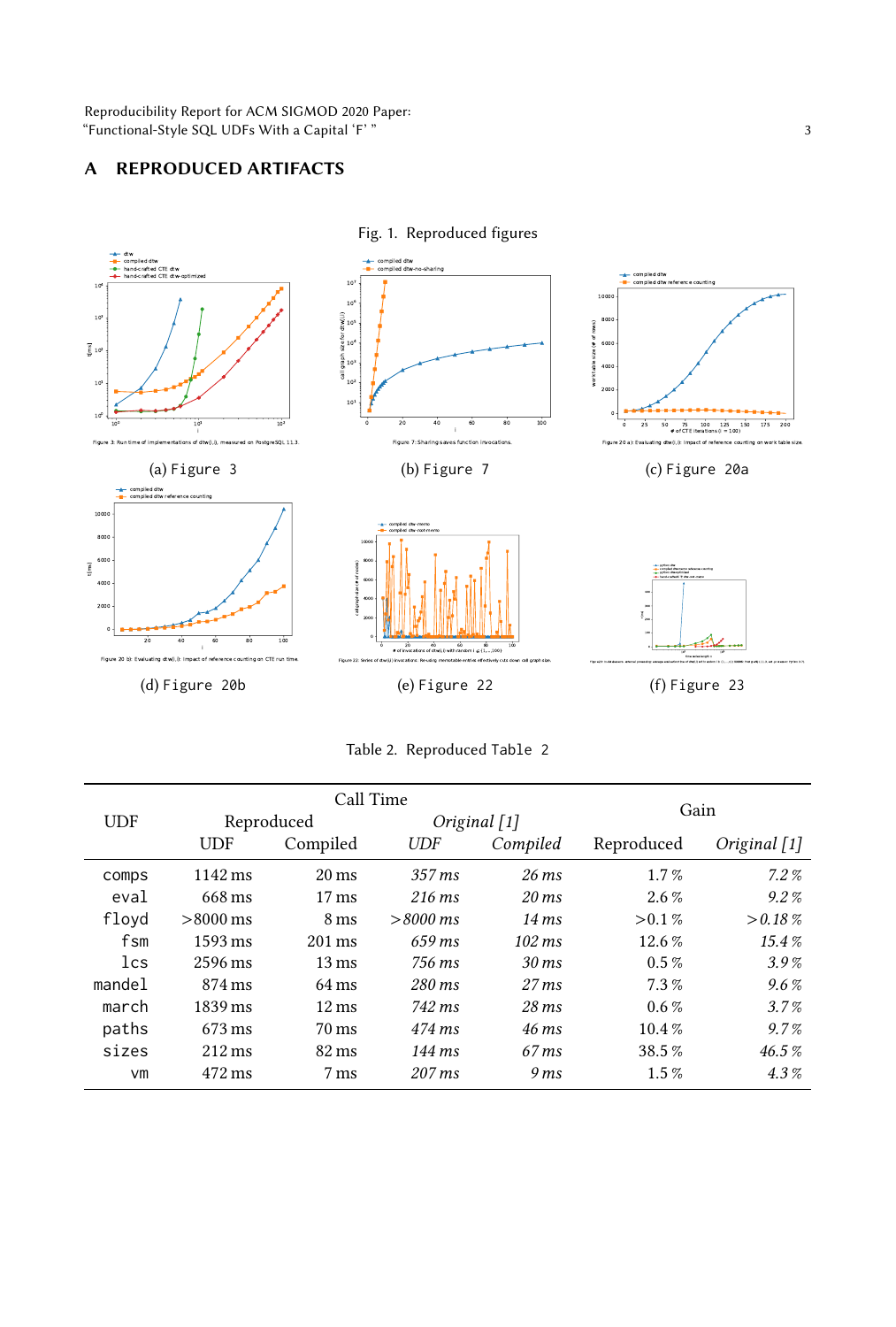## A REPRODUCED ARTIFACTS

Fig. 1. Reproduced figures

(a) Figure 3

(b) Figure 7

(c) Figure 20a

(d) Figure 20b

(e) Figure 22

(f) Figure 23

Table 2. Reproduced Table 2

| UDF | Call Time | | | | Gain | |
|---|---|---|---|---|---|---|
| | Reproduced | | *Original [1]* | | | |
| | UDF | Compiled | *UDF* | *Compiled* | Reproduced | *Original [1]* |
| comps | 1142 ms | 20 ms | *357 ms* | *26 ms* | 1.7 % | *7.2 %* |
| eval | 668 ms | 17 ms | *216 ms* | *20 ms* | 2.6 % | *9.2 %* |
| floyd | >8000 ms | 8 ms | *>8000 ms* | *14 ms* | >0.1 % | *>0.18 %* |
| fsm | 1593 ms | 201 ms | *659 ms* | *102 ms* | 12.6 % | *15.4 %* |
| lcs | 2596 ms | 13 ms | *756 ms* | *30 ms* | 0.5 % | *3.9 %* |
| mandel | 874 ms | 64 ms | *280 ms* | *27 ms* | 7.3 % | *9.6 %* |
| march | 1839 ms | 12 ms | *742 ms* | *28 ms* | 0.6 % | *3.7 %* |
| paths | 673 ms | 70 ms | *474 ms* | *46 ms* | 10.4 % | *9.7 %* |
| sizes | 212 ms | 82 ms | *144 ms* | *67 ms* | 38.5 % | *46.5 %* |
| vm | 472 ms | 7 ms | *207 ms* | *9 ms* | 1.5 % | *4.3 %* |